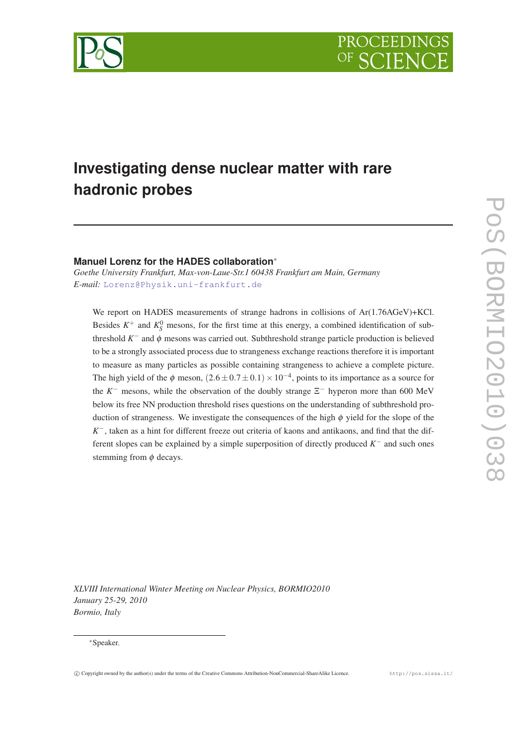# Investigating dense nuclear matter with rare hadronic probes

**Manuel Lorenz for the HADES collaboration***

*Goethe University Frankfurt, Max-von-Laue-Str.1 60438 Frankfurt am Main, Germany*
*E-mail:* Lorenz@Physik.uni-frankfurt.de

We report on HADES measurements of strange hadrons in collisions of Ar(1.76AGeV)+KCl. Besides $K^+$ and $K^0_S$ mesons, for the first time at this energy, a combined identification of subthreshold $K^-$ and $\phi$ mesons was carried out. Subthreshold strange particle production is believed to be a strongly associated process due to strangeness exchange reactions therefore it is important to measure as many particles as possible containing strangeness to achieve a complete picture. The high yield of the $\phi$ meson, $(2.6 \pm 0.7 \pm 0.1) \times 10^{-4}$, points to its importance as a source for the $K^-$ mesons, while the observation of the doubly strange $\Xi^-$ hyperon more than 600 MeV below its free NN production threshold rises questions on the understanding of subthreshold production of strangeness. We investigate the consequences of the high $\phi$ yield for the slope of the $K^-$, taken as a hint for different freeze out criteria of kaons and antikaons, and find that the different slopes can be explained by a simple superposition of directly produced $K^-$ and such ones stemming from $\phi$ decays.

*XLVIII International Winter Meeting on Nuclear Physics, BORMIO2010*
*January 25-29, 2010*
*Bormio, Italy*

*Speaker.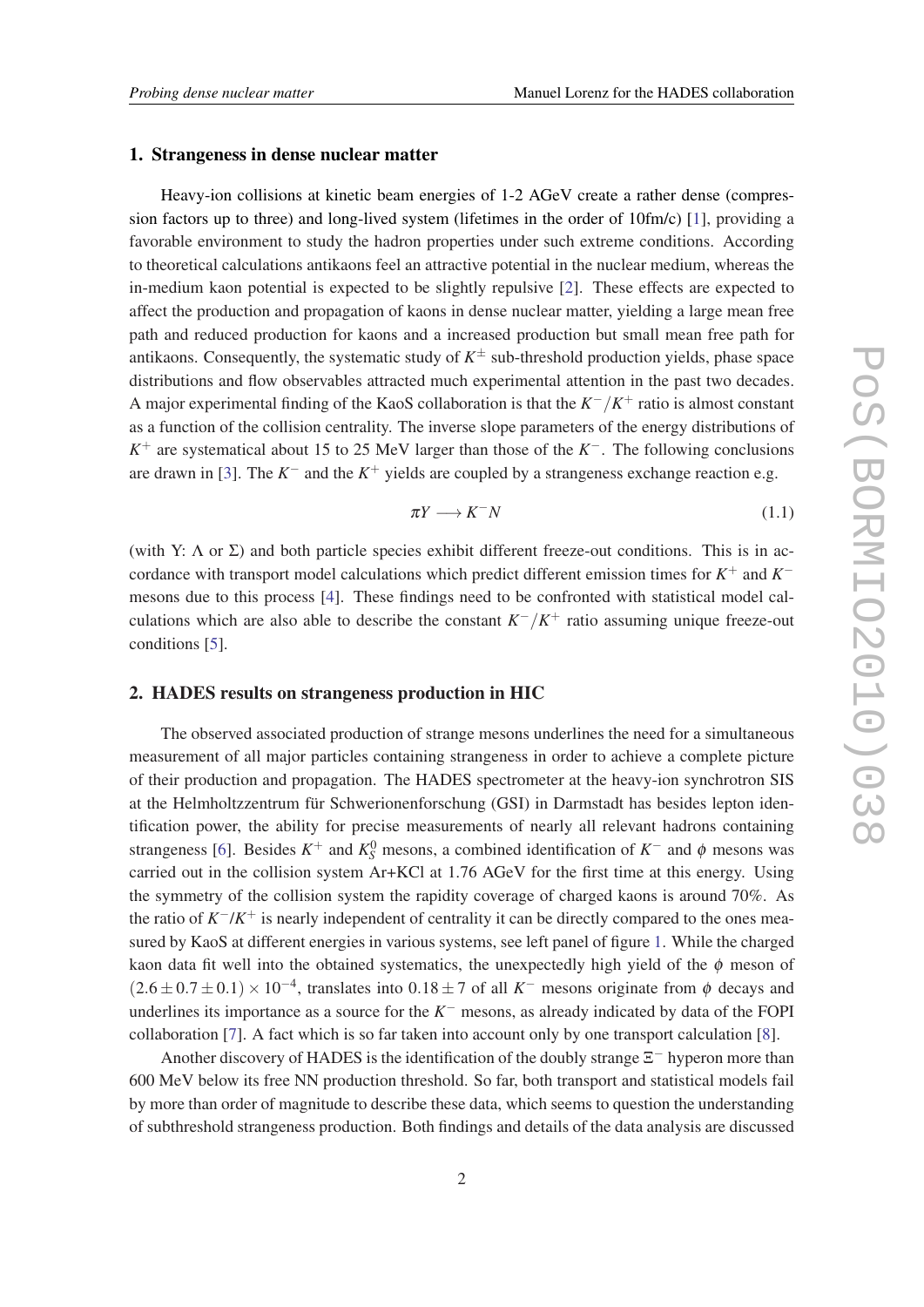## 1. Strangeness in dense nuclear matter

Heavy-ion collisions at kinetic beam energies of 1-2 AGeV create a rather dense (compression factors up to three) and long-lived system (lifetimes in the order of 10fm/c) [1], providing a favorable environment to study the hadron properties under such extreme conditions. According to theoretical calculations antikaons feel an attractive potential in the nuclear medium, whereas the in-medium kaon potential is expected to be slightly repulsive [2]. These effects are expected to affect the production and propagation of kaons in dense nuclear matter, yielding a large mean free path and reduced production for kaons and a increased production but small mean free path for antikaons. Consequently, the systematic study of $K^{\pm}$ sub-threshold production yields, phase space distributions and flow observables attracted much experimental attention in the past two decades. A major experimental finding of the KaoS collaboration is that the $K^-/K^+$ ratio is almost constant as a function of the collision centrality. The inverse slope parameters of the energy distributions of $K^+$ are systematical about 15 to 25 MeV larger than those of the $K^-$. The following conclusions are drawn in [3]. The $K^-$ and the $K^+$ yields are coupled by a strangeness exchange reaction e.g.

$$\pi Y \longrightarrow K^- N \tag{1.1}$$

(with Y: $\Lambda$ or $\Sigma$) and both particle species exhibit different freeze-out conditions. This is in accordance with transport model calculations which predict different emission times for $K^+$ and $K^-$ mesons due to this process [4]. These findings need to be confronted with statistical model calculations which are also able to describe the constant $K^-/K^+$ ratio assuming unique freeze-out conditions [5].

## 2. HADES results on strangeness production in HIC

The observed associated production of strange mesons underlines the need for a simultaneous measurement of all major particles containing strangeness in order to achieve a complete picture of their production and propagation. The HADES spectrometer at the heavy-ion synchrotron SIS at the Helmholtzzentrum für Schwerionenforschung (GSI) in Darmstadt has besides lepton identification power, the ability for precise measurements of nearly all relevant hadrons containing strangeness [6]. Besides $K^+$ and $K^0_S$ mesons, a combined identification of $K^-$ and $\phi$ mesons was carried out in the collision system Ar+KCl at 1.76 AGeV for the first time at this energy. Using the symmetry of the collision system the rapidity coverage of charged kaons is around 70%. As the ratio of $K^-$/$K^+$ is nearly independent of centrality it can be directly compared to the ones measured by KaoS at different energies in various systems, see left panel of figure 1. While the charged kaon data fit well into the obtained systematics, the unexpectedly high yield of the $\phi$ meson of $(2.6 \pm 0.7 \pm 0.1) \times 10^{-4}$, translates into $0.18 \pm 7$ of all $K^-$ mesons originate from $\phi$ decays and underlines its importance as a source for the $K^-$ mesons, as already indicated by data of the FOPI collaboration [7]. A fact which is so far taken into account only by one transport calculation [8].

Another discovery of HADES is the identification of the doubly strange $\Xi^-$ hyperon more than 600 MeV below its free NN production threshold. So far, both transport and statistical models fail by more than order of magnitude to describe these data, which seems to question the understanding of subthreshold strangeness production. Both findings and details of the data analysis are discussed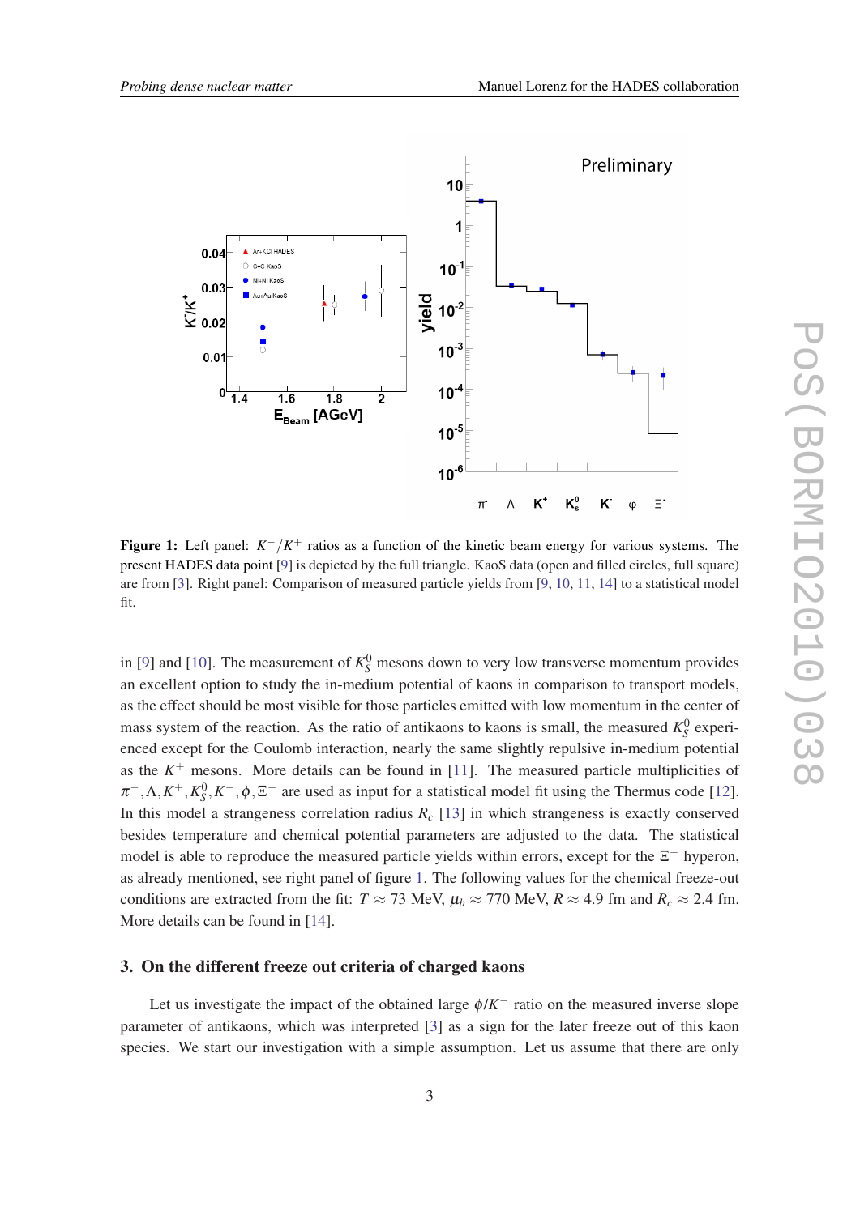**Figure 1:** Left panel: $K^-/K^+$ ratios as a function of the kinetic beam energy for various systems. The present HADES data point [9] is depicted by the full triangle. KaoS data (open and filled circles, full square) are from [3]. Right panel: Comparison of measured particle yields from [9, 10, 11, 14] to a statistical model fit.

in [9] and [10]. The measurement of $K^0_S$ mesons down to very low transverse momentum provides an excellent option to study the in-medium potential of kaons in comparison to transport models, as the effect should be most visible for those particles emitted with low momentum in the center of mass system of the reaction. As the ratio of antikaons to kaons is small, the measured $K^0_S$ experienced except for the Coulomb interaction, nearly the same slightly repulsive in-medium potential as the $K^+$ mesons. More details can be found in [11]. The measured particle multiplicities of $\pi^-, \Lambda, K^+, K^0_S, K^-, \phi, \Xi^-$ are used as input for a statistical model fit using the Thermus code [12]. In this model a strangeness correlation radius $R_c$ [13] in which strangeness is exactly conserved besides temperature and chemical potential parameters are adjusted to the data. The statistical model is able to reproduce the measured particle yields within errors, except for the $\Xi^-$ hyperon, as already mentioned, see right panel of figure 1. The following values for the chemical freeze-out conditions are extracted from the fit: $T \approx 73$ MeV, $\mu_b \approx 770$ MeV, $R \approx 4.9$ fm and $R_c \approx 2.4$ fm. More details can be found in [14].

## 3. On the different freeze out criteria of charged kaons

Let us investigate the impact of the obtained large $\phi/K^-$ ratio on the measured inverse slope parameter of antikaons, which was interpreted [3] as a sign for the later freeze out of this kaon species. We start our investigation with a simple assumption. Let us assume that there are only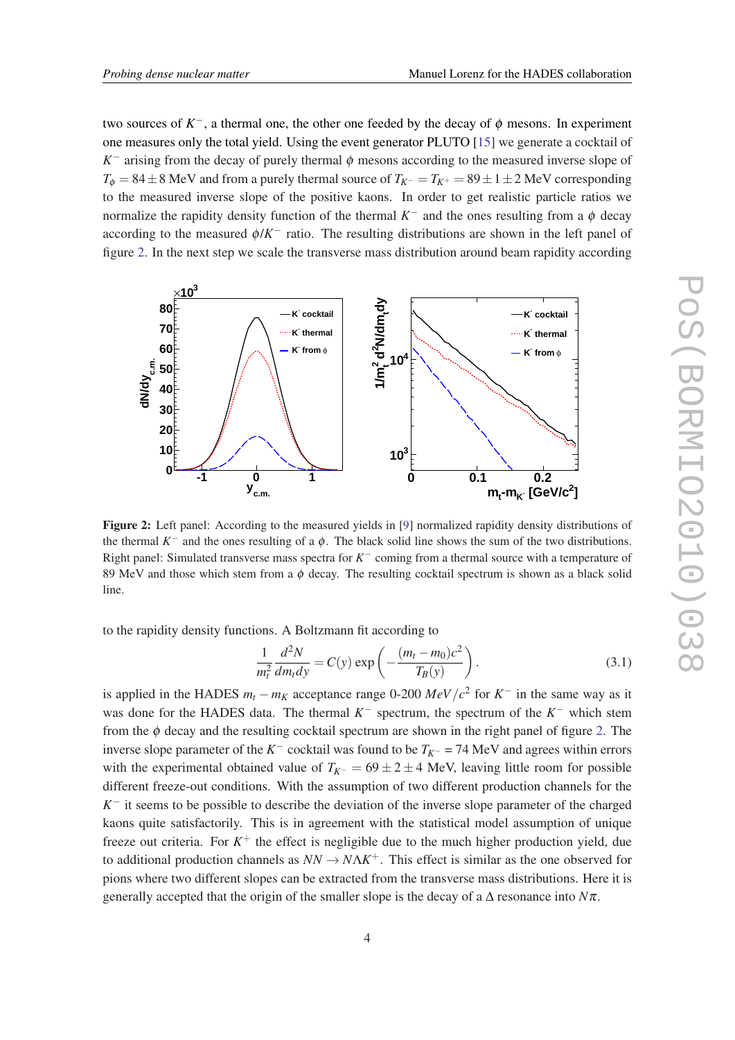two sources of $K^-$, a thermal one, the other one feeded by the decay of $\phi$ mesons. In experiment one measures only the total yield. Using the event generator PLUTO [15] we generate a cocktail of $K^-$ arising from the decay of purely thermal $\phi$ mesons according to the measured inverse slope of $T_\phi = 84 \pm 8$ MeV and from a purely thermal source of $T_{K^-} = T_{K^+} = 89 \pm 1 \pm 2$ MeV corresponding to the measured inverse slope of the positive kaons. In order to get realistic particle ratios we normalize the rapidity density function of the thermal $K^-$ and the ones resulting from a $\phi$ decay according to the measured $\phi/K^-$ ratio. The resulting distributions are shown in the left panel of figure 2. In the next step we scale the transverse mass distribution around beam rapidity according

**Figure 2:** Left panel: According to the measured yields in [9] normalized rapidity density distributions of the thermal $K^-$ and the ones resulting of a $\phi$. The black solid line shows the sum of the two distributions. Right panel: Simulated transverse mass spectra for $K^-$ coming from a thermal source with a temperature of 89 MeV and those which stem from a $\phi$ decay. The resulting cocktail spectrum is shown as a black solid line.

to the rapidity density functions. A Boltzmann fit according to

$$\frac{1}{m_t^2}\frac{d^2N}{dm_t dy} = C(y)\,\exp\left(-\frac{(m_t - m_0)c^2}{T_B(y)}\right). \tag{3.1}$$

is applied in the HADES $m_t - m_K$ acceptance range 0-200 $MeV/c^2$ for $K^-$ in the same way as it was done for the HADES data. The thermal $K^-$ spectrum, the spectrum of the $K^-$ which stem from the $\phi$ decay and the resulting cocktail spectrum are shown in the right panel of figure 2. The inverse slope parameter of the $K^-$ cocktail was found to be $T_{K^-} = 74$ MeV and agrees within errors with the experimental obtained value of $T_{K^-} = 69 \pm 2 \pm 4$ MeV, leaving little room for possible different freeze-out conditions. With the assumption of two different production channels for the $K^-$ it seems to be possible to describe the deviation of the inverse slope parameter of the charged kaons quite satisfactorily. This is in agreement with the statistical model assumption of unique freeze out criteria. For $K^+$ the effect is negligible due to the much higher production yield, due to additional production channels as $NN \rightarrow N\Lambda K^+$. This effect is similar as the one observed for pions where two different slopes can be extracted from the transverse mass distributions. Here it is generally accepted that the origin of the smaller slope is the decay of a $\Delta$ resonance into $N\pi$.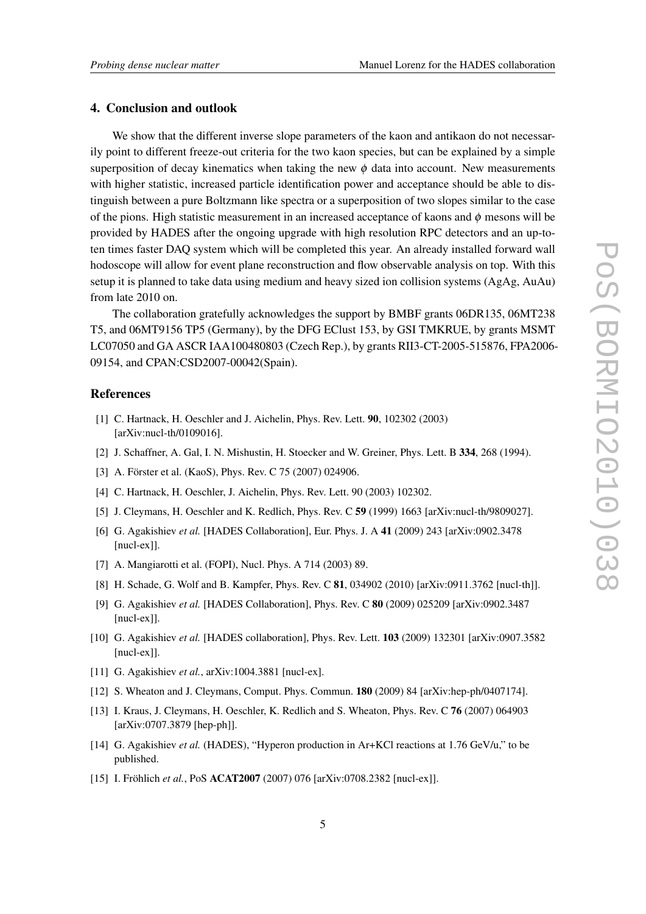## 4. Conclusion and outlook

We show that the different inverse slope parameters of the kaon and antikaon do not necessarily point to different freeze-out criteria for the two kaon species, but can be explained by a simple superposition of decay kinematics when taking the new $\phi$ data into account. New measurements with higher statistic, increased particle identification power and acceptance should be able to distinguish between a pure Boltzmann like spectra or a superposition of two slopes similar to the case of the pions. High statistic measurement in an increased acceptance of kaons and $\phi$ mesons will be provided by HADES after the ongoing upgrade with high resolution RPC detectors and an up-to-ten times faster DAQ system which will be completed this year. An already installed forward wall hodoscope will allow for event plane reconstruction and flow observable analysis on top. With this setup it is planned to take data using medium and heavy sized ion collision systems (AgAg, AuAu) from late 2010 on.

The collaboration gratefully acknowledges the support by BMBF grants 06DR135, 06MT238 T5, and 06MT9156 TP5 (Germany), by the DFG EClust 153, by GSI TMKRUE, by grants MSMT LC07050 and GA ASCR IAA100480803 (Czech Rep.), by grants RII3-CT-2005-515876, FPA2006-09154, and CPAN:CSD2007-00042(Spain).

## References

[1] C. Hartnack, H. Oeschler and J. Aichelin, Phys. Rev. Lett. **90**, 102302 (2003) [arXiv:nucl-th/0109016].

[2] J. Schaffner, A. Gal, I. N. Mishustin, H. Stoecker and W. Greiner, Phys. Lett. B **334**, 268 (1994).

[3] A. Förster et al. (KaoS), Phys. Rev. C 75 (2007) 024906.

[4] C. Hartnack, H. Oeschler, J. Aichelin, Phys. Rev. Lett. 90 (2003) 102302.

[5] J. Cleymans, H. Oeschler and K. Redlich, Phys. Rev. C **59** (1999) 1663 [arXiv:nucl-th/9809027].

[6] G. Agakishiev *et al.* [HADES Collaboration], Eur. Phys. J. A **41** (2009) 243 [arXiv:0902.3478 [nucl-ex]].

[7] A. Mangiarotti et al. (FOPI), Nucl. Phys. A 714 (2003) 89.

[8] H. Schade, G. Wolf and B. Kampfer, Phys. Rev. C **81**, 034902 (2010) [arXiv:0911.3762 [nucl-th]].

[9] G. Agakishiev *et al.* [HADES Collaboration], Phys. Rev. C **80** (2009) 025209 [arXiv:0902.3487 [nucl-ex]].

[10] G. Agakishiev *et al.* [HADES collaboration], Phys. Rev. Lett. **103** (2009) 132301 [arXiv:0907.3582 [nucl-ex]].

[11] G. Agakishiev *et al.*, arXiv:1004.3881 [nucl-ex].

[12] S. Wheaton and J. Cleymans, Comput. Phys. Commun. **180** (2009) 84 [arXiv:hep-ph/0407174].

[13] I. Kraus, J. Cleymans, H. Oeschler, K. Redlich and S. Wheaton, Phys. Rev. C **76** (2007) 064903 [arXiv:0707.3879 [hep-ph]].

[14] G. Agakishiev *et al.* (HADES), "Hyperon production in Ar+KCl reactions at 1.76 GeV/u," to be published.

[15] I. Fröhlich *et al.*, PoS **ACAT2007** (2007) 076 [arXiv:0708.2382 [nucl-ex]].